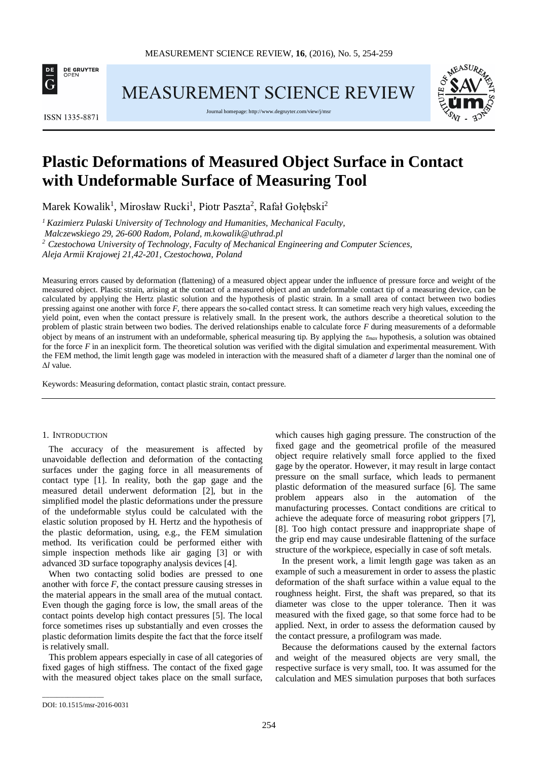# Plastic Deformations of Measured Object Surface in Contact with Undeformable Surface of Measuring Tool

Marek Kowalik[1], Mirosław Rucki[1], Piotr Paszta[2], Rafał Gołębski[2]

[1] *Kazimierz Pulaski University of Technology and Humanities, Mechanical Faculty, Malczewskiego 29, 26-600 Radom, Poland, m.kowalik@uthrad.pl*

[2] *Czestochowa University of Technology, Faculty of Mechanical Engineering and Computer Sciences, Aleja Armii Krajowej 21,42-201, Czestochowa, Poland*

Measuring errors caused by deformation (flattening) of a measured object appear under the influence of pressure force and weight of the measured object. Plastic strain, arising at the contact of a measured object and an undeformable contact tip of a measuring device, can be calculated by applying the Hertz plastic solution and the hypothesis of plastic strain. In a small area of contact between two bodies pressing against one another with force *F*, there appears the so-called contact stress. It can sometime reach very high values, exceeding the yield point, even when the contact pressure is relatively small. In the present work, the authors describe a theoretical solution to the problem of plastic strain between two bodies. The derived relationships enable to calculate force *F* during measurements of a deformable object by means of an instrument with an undeformable, spherical measuring tip. By applying the $\tau_{max}$ hypothesis, a solution was obtained for the force *F* in an inexplicit form. The theoretical solution was verified with the digital simulation and experimental measurement. With the FEM method, the limit length gage was modeled in interaction with the measured shaft of a diameter *d* larger than the nominal one of $\Delta l$ value.

Keywords: Measuring deformation, contact plastic strain, contact pressure.

## 1. Introduction

The accuracy of the measurement is affected by unavoidable deflection and deformation of the contacting surfaces under the gaging force in all measurements of contact type [1]. In reality, both the gap gage and the measured detail underwent deformation [2], but in the simplified model the plastic deformations under the pressure of the undeformable stylus could be calculated with the elastic solution proposed by H. Hertz and the hypothesis of the plastic deformation, using, e.g., the FEM simulation method. Its verification could be performed either with simple inspection methods like air gaging [3] or with advanced 3D surface topography analysis devices [4].

When two contacting solid bodies are pressed to one another with force *F*, the contact pressure causing stresses in the material appears in the small area of the mutual contact. Even though the gaging force is low, the small areas of the contact points develop high contact pressures [5]. The local force sometimes rises up substantially and even crosses the plastic deformation limits despite the fact that the force itself is relatively small.

This problem appears especially in case of all categories of fixed gages of high stiffness. The contact of the fixed gage with the measured object takes place on the small surface, which causes high gaging pressure. The construction of the fixed gage and the geometrical profile of the measured object require relatively small force applied to the fixed gage by the operator. However, it may result in large contact pressure on the small surface, which leads to permanent plastic deformation of the measured surface [6]. The same problem appears also in the automation of the manufacturing processes. Contact conditions are critical to achieve the adequate force of measuring robot grippers [7], [8]. Too high contact pressure and inappropriate shape of the grip end may cause undesirable flattening of the surface structure of the workpiece, especially in case of soft metals.

In the present work, a limit length gage was taken as an example of such a measurement in order to assess the plastic deformation of the shaft surface within a value equal to the roughness height. First, the shaft was prepared, so that its diameter was close to the upper tolerance. Then it was measured with the fixed gage, so that some force had to be applied. Next, in order to assess the deformation caused by the contact pressure, a profilogram was made.

Because the deformations caused by the external factors and weight of the measured objects are very small, the respective surface is very small, too. It was assumed for the calculation and MES simulation purposes that both surfaces

DOI: 10.1515/msr-2016-0031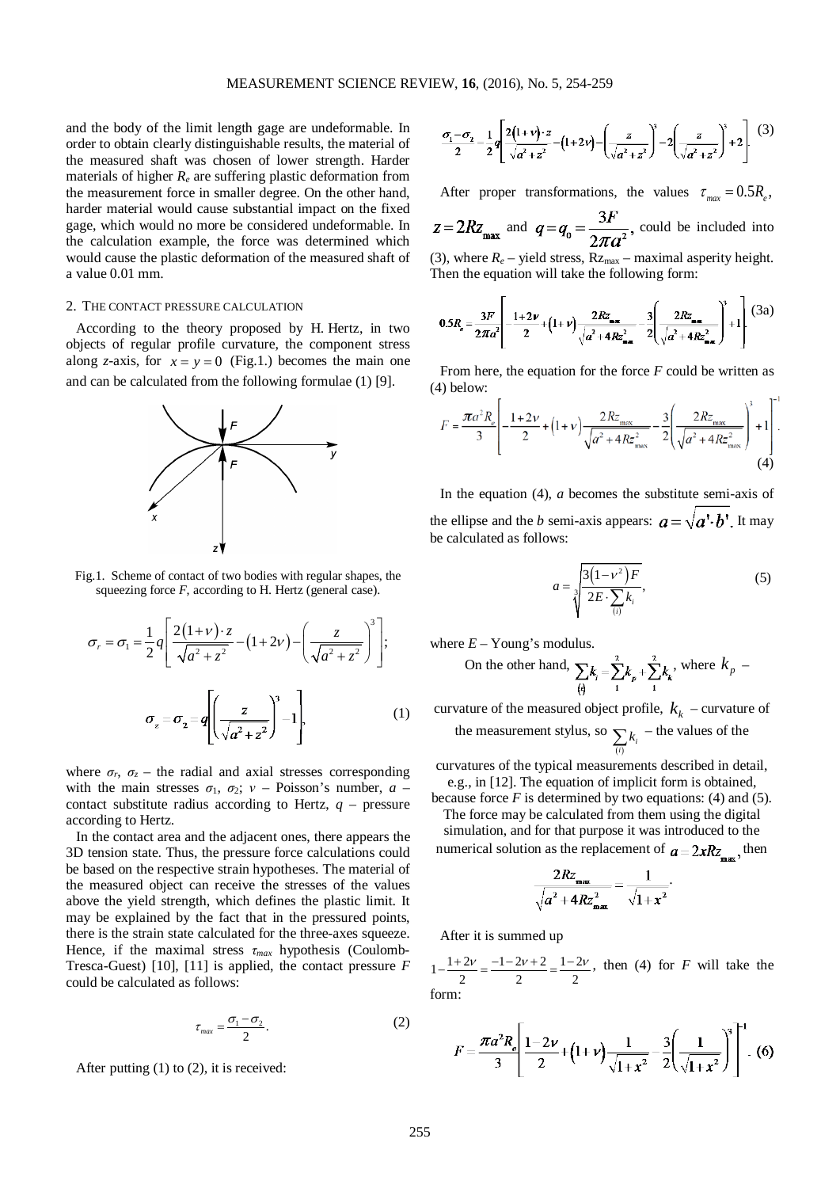and the body of the limit length gage are undeformable. In order to obtain clearly distinguishable results, the material of the measured shaft was chosen of lower strength. Harder materials of higher $R_e$ are suffering plastic deformation from the measurement force in smaller degree. On the other hand, harder material would cause substantial impact on the fixed gage, which would no more be considered undeformable. In the calculation example, the force was determined which would cause the plastic deformation of the measured shaft of a value 0.01 mm.

## 2. The contact pressure calculation

According to the theory proposed by H. Hertz, in two objects of regular profile curvature, the component stress along *z*-axis, for $x = y = 0$ (Fig.1.) becomes the main one and can be calculated from the following formulae (1) [9].

Fig.1. Scheme of contact of two bodies with regular shapes, the squeezing force *F*, according to H. Hertz (general case).

$$\sigma_r = \sigma_1 = \frac{1}{2} q \left[ \frac{2(1+\nu)\cdot z}{\sqrt{a^2+z^2}} - (1+2\nu) - \left( \frac{z}{\sqrt{a^2+z^2}} \right)^3 \right];$$

$$\sigma_z = \sigma_2 = q \left[ \left( \frac{z}{\sqrt{a^2+z^2}} \right)^3 - 1 \right], \tag{1}$$

where $\sigma_r$, $\sigma_z$ – the radial and axial stresses corresponding with the main stresses $\sigma_1$, $\sigma_2$; $\nu$ – Poisson's number, $a$ – contact substitute radius according to Hertz, $q$ – pressure according to Hertz.

In the contact area and the adjacent ones, there appears the 3D tension state. Thus, the pressure force calculations could be based on the respective strain hypotheses. The material of the measured object can receive the stresses of the values above the yield strength, which defines the plastic limit. It may be explained by the fact that in the pressured points, there is the strain state calculated for the three-axes squeeze. Hence, if the maximal stress $\tau_{max}$ hypothesis (Coulomb-Tresca-Guest) [10], [11] is applied, the contact pressure *F* could be calculated as follows:

$$\tau_{max} = \frac{\sigma_1 - \sigma_2}{2}. \tag{2}$$

After putting (1) to (2), it is received:

$$\frac{\sigma_1 - \sigma_2}{2} = \frac{1}{2} q \left[ \frac{2(1+\nu)\cdot z}{\sqrt{a^2+z^2}} - (1+2\nu) - \left( \frac{z}{\sqrt{a^2+z^2}} \right)^3 - 2\left( \frac{z}{\sqrt{a^2+z^2}} \right)^3 + 2 \right]. \tag{3}$$

After proper transformations, the values $\tau_{max} = 0.5R_e$, $z = 2Rz_{max}$ and $q = q_0 = \dfrac{3F}{2\pi a^2}$, could be included into (3), where $R_e$ – yield stress, $Rz_{max}$ – maximal asperity height. Then the equation will take the following form:

$$0.5R_e = \frac{3F}{2\pi a^2} \left[ -\frac{1+2\nu}{2} + (1+\nu)\frac{2Rz_{max}}{\sqrt{a^2+4Rz_{max}^2}} - \frac{3}{2}\left( \frac{2Rz_{max}}{\sqrt{a^2+4Rz_{max}^2}} \right)^3 + 1 \right]. \tag{3a}$$

From here, the equation for the force *F* could be written as (4) below:

$$F = \frac{\pi a^2 R_e}{3} \left[ -\frac{1+2\nu}{2} + (1+\nu)\frac{2Rz_{max}}{\sqrt{a^2+4Rz_{max}^2}} - \frac{3}{2}\left( \frac{2Rz_{max}}{\sqrt{a^2+4Rz_{max}^2}} \right)^3 + 1 \right]^{-1}. \tag{4}$$

In the equation (4), *a* becomes the substitute semi-axis of the ellipse and the *b* semi-axis appears: $a = \sqrt{a' \cdot b'}$. It may be calculated as follows:

$$a = \sqrt[3]{\frac{3(1-\nu^2)F}{2E \cdot \sum\limits_{(i)} k_i}}, \tag{5}$$

where $E$ – Young's modulus.

On the other hand, $\sum\limits_{(i)} k_i = \sum\limits_{1}^{2} k_p + \sum\limits_{1}^{2} k_k$, where $k_p$ – curvature of the measured object profile, $k_k$ – curvature of the measurement stylus, so $\sum\limits_{(i)} k_i$ – the values of the curvatures of the typical measurements described in detail, e.g., in [12]. The equation of implicit form is obtained, because force *F* is determined by two equations: (4) and (5). The force may be calculated from them using the digital simulation, and for that purpose it was introduced to the numerical solution as the replacement of $a = 2xRz_{max}$, then

$$\frac{2Rz_{max}}{\sqrt{a^2+4Rz_{max}^2}} = \frac{1}{\sqrt{1+x^2}}.$$

After it is summed up $1 - \dfrac{1+2\nu}{2} = \dfrac{-1-2\nu+2}{2} = \dfrac{1-2\nu}{2}$, then (4) for *F* will take the form:

$$F = \frac{\pi a^2 R_e}{3} \left[ \frac{1-2\nu}{2} + (1+\nu)\frac{1}{\sqrt{1+x^2}} - \frac{3}{2}\left( \frac{1}{\sqrt{1+x^2}} \right)^3 \right]^{-1}. \tag{6}$$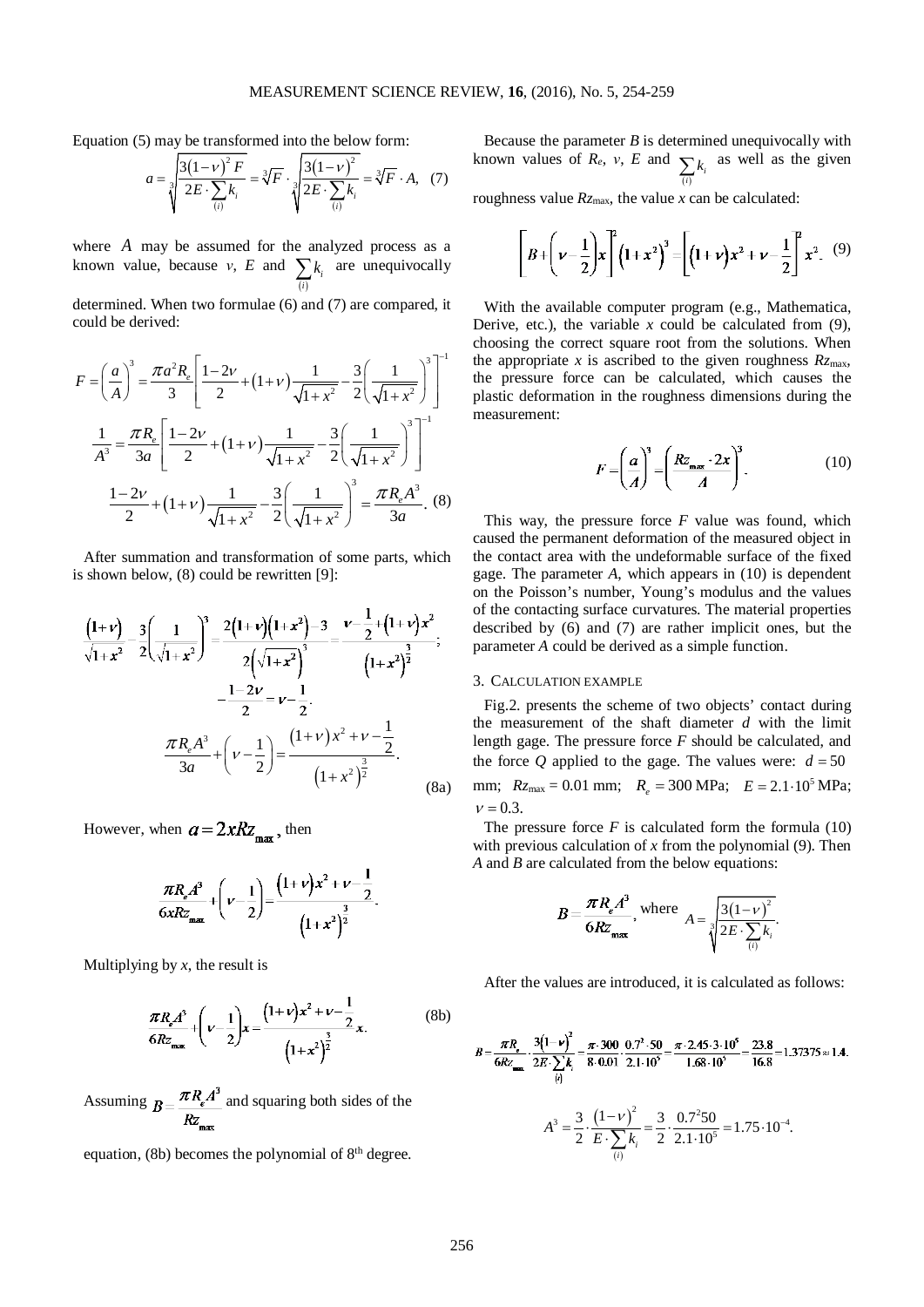Equation (5) may be transformed into the below form:

$$a = \sqrt[3]{\frac{3(1-\nu)^2 F}{2E \cdot \sum_{(i)} k_i}} = \sqrt[3]{F} \cdot \sqrt[3]{\frac{3(1-\nu)^2}{2E \cdot \sum_{(i)} k_i}} = \sqrt[3]{F} \cdot A, \quad (7)$$

where $A$ may be assumed for the analyzed process as a known value, because $\nu$, $E$ and $\sum_{(i)} k_i$ are unequivocally determined. When two formulae (6) and (7) are compared, it could be derived:

$$F = \left(\frac{a}{A}\right)^3 = \frac{\pi a^2 R_e}{3}\left[\frac{1-2\nu}{2} + (1+\nu)\frac{1}{\sqrt{1+x^2}} - \frac{3}{2}\left(\frac{1}{\sqrt{1+x^2}}\right)^3\right]^{-1}$$

$$\frac{1}{A^3} = \frac{\pi R_e}{3a}\left[\frac{1-2\nu}{2} + (1+\nu)\frac{1}{\sqrt{1+x^2}} - \frac{3}{2}\left(\frac{1}{\sqrt{1+x^2}}\right)^3\right]^{-1}$$

$$\frac{1-2\nu}{2} + (1+\nu)\frac{1}{\sqrt{1+x^2}} - \frac{3}{2}\left(\frac{1}{\sqrt{1+x^2}}\right)^3 = \frac{\pi R_e A^3}{3a}. \quad (8)$$

After summation and transformation of some parts, which is shown below, (8) could be rewritten [9]:

$$\frac{(1+\nu)}{\sqrt{1+x^2}} - \frac{3}{2}\left(\frac{1}{\sqrt{1+x^2}}\right)^3 = \frac{2(1+\nu)(1+x^2) - 3}{2\left(\sqrt{1+x^2}\right)^3} = \frac{\nu - \frac{1}{2} + (1+\nu)x^2}{(1+x^2)^{\frac{3}{2}}};$$

$$-\frac{1-2\nu}{2} = \nu - \frac{1}{2}.$$

$$\frac{\pi R_e A^3}{3a} + \left(\nu - \frac{1}{2}\right) = \frac{(1+\nu)x^2 + \nu - \frac{1}{2}}{(1+x^2)^{\frac{3}{2}}}. \quad (8a)$$

However, when $a = 2xRz_{\max}$, then

$$\frac{\pi R_e A^3}{6xRz_{\max}} + \left(\nu - \frac{1}{2}\right) = \frac{(1+\nu)x^2 + \nu - \frac{1}{2}}{(1+x^2)^{\frac{3}{2}}}.$$

Multiplying by $x$, the result is

$$\frac{\pi R_e A^3}{6Rz_{\max}} + \left(\nu - \frac{1}{2}\right)x = \frac{(1+\nu)x^2 + \nu - \frac{1}{2}}{(1+x^2)^{\frac{3}{2}}}x. \quad (8b)$$

Assuming $B = \frac{\pi R_e A^3}{Rz_{\max}}$ and squaring both sides of the equation, (8b) becomes the polynomial of 8th degree.

Because the parameter $B$ is determined unequivocally with known values of $R_e$, $\nu$, $E$ and $\sum_{(i)} k_i$ as well as the given roughness value $Rz_{\max}$, the value $x$ can be calculated:

$$\left[B + \left(\nu - \frac{1}{2}\right)x\right]^2 (1+x^2)^3 = \left[(1+\nu)x^2 + \nu - \frac{1}{2}\right]^2 x^2. \quad (9)$$

With the available computer program (e.g., Mathematica, Derive, etc.), the variable $x$ could be calculated from (9), choosing the correct square root from the solutions. When the appropriate $x$ is ascribed to the given roughness $Rz_{\max}$, the pressure force can be calculated, which causes the plastic deformation in the roughness dimensions during the measurement:

$$F = \left(\frac{a}{A}\right)^3 = \left(\frac{Rz_{\max} \cdot 2x}{A}\right)^3. \quad (10)$$

This way, the pressure force $F$ value was found, which caused the permanent deformation of the measured object in the contact area with the undeformable surface of the fixed gage. The parameter $A$, which appears in (10) is dependent on the Poisson's number, Young's modulus and the values of the contacting surface curvatures. The material properties described by (6) and (7) are rather implicit ones, but the parameter $A$ could be derived as a simple function.

## 3. Calculation example

Fig.2. presents the scheme of two objects' contact during the measurement of the shaft diameter $d$ with the limit length gage. The pressure force $F$ should be calculated, and the force $Q$ applied to the gage. The values were: $d = 50$ mm; $Rz_{\max} = 0.01$ mm; $R_e = 300$ MPa; $E = 2.1 \cdot 10^5$ MPa; $\nu = 0.3$.

The pressure force $F$ is calculated form the formula (10) with previous calculation of $x$ from the polynomial (9). Then $A$ and $B$ are calculated from the below equations:

$$B = \frac{\pi R_e A^3}{6Rz_{\max}}, \text{ where } A = \sqrt[3]{\frac{3(1-\nu)^2}{2E \cdot \sum_{(i)} k_i}}.$$

After the values are introduced, it is calculated as follows:

$$B = \frac{\pi R_e}{6Rz_{\max}} \cdot \frac{3(1-\nu)^2}{2E \cdot \sum_{(i)} k_i} = \frac{\pi \cdot 300}{8 \cdot 0.01} \cdot \frac{0.7^2 \cdot 50}{2.1 \cdot 10^5} = \frac{\pi \cdot 2.45 \cdot 3 \cdot 10^5}{1.68 \cdot 10^5} = \frac{23.8}{16.8} = 1.37375 \approx 1.4.$$

$$A^3 = \frac{3}{2} \cdot \frac{(1-\nu)^2}{E \cdot \sum_{(i)} k_i} = \frac{3}{2} \cdot \frac{0.7^2 50}{2.1 \cdot 10^5} = 1.75 \cdot 10^{-4}.$$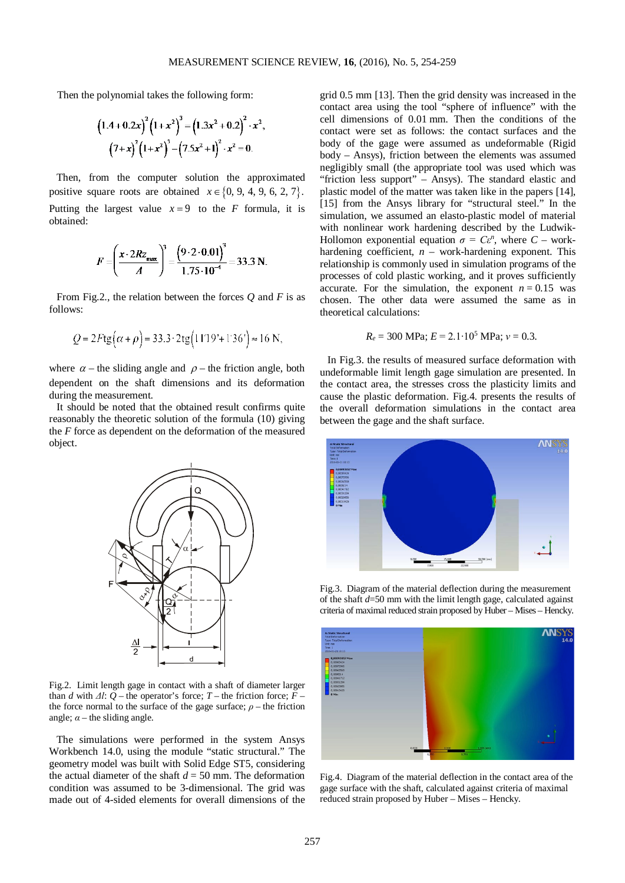Then the polynomial takes the following form:

$$(1.4+0.2x)^2(1+x^2)^3=(1.3x^2+0.2)^2\cdot x^2,$$
$$(7+x)^2(1+x^2)^3-(7.5x^2+1)^2\cdot x^2=0.$$

Then, from the computer solution the approximated positive square roots are obtained $x\in\{0,9,4,9,6,2,7\}$. Putting the largest value $x=9$ to the $F$ formula, it is obtained:

$$F=\left(\frac{x\cdot 2Rz_{\max}}{\Delta}\right)^3=\frac{(9\cdot 2\cdot 0.01)^3}{1.75\cdot 10^{-4}}=33.3\ \text{N}.$$

From Fig.2., the relation between the forces $Q$ and $F$ is as follows:

$$Q=2F\text{tg}(\alpha+\rho)=33.3\cdot 2\text{tg}(11°19'+1°36')\approx 16\ \text{N},$$

where $\alpha$ – the sliding angle and $\rho$ – the friction angle, both dependent on the shaft dimensions and its deformation during the measurement.

It should be noted that the obtained result confirms quite reasonably the theoretic solution of the formula (10) giving the $F$ force as dependent on the deformation of the measured object.

Fig.2. Limit length gage in contact with a shaft of diameter larger than $d$ with $\Delta l$: $Q$ – the operator's force; $T$ – the friction force; $F$ – the force normal to the surface of the gage surface; $\rho$ – the friction angle; $\alpha$ – the sliding angle.

The simulations were performed in the system Ansys Workbench 14.0, using the module "static structural." The geometry model was built with Solid Edge ST5, considering the actual diameter of the shaft $d$ = 50 mm. The deformation condition was assumed to be 3-dimensional. The grid was made out of 4-sided elements for overall dimensions of the grid 0.5 mm [13]. Then the grid density was increased in the contact area using the tool "sphere of influence" with the cell dimensions of 0.01 mm. Then the conditions of the contact were set as follows: the contact surfaces and the body of the gage were assumed as undeformable (Rigid body – Ansys), friction between the elements was assumed negligibly small (the appropriate tool was used which was "friction less support" – Ansys). The standard elastic and plastic model of the matter was taken like in the papers [14], [15] from the Ansys library for "structural steel." In the simulation, we assumed an elasto-plastic model of material with nonlinear work hardening described by the Ludwik-Hollomon exponential equation $\sigma = C\varepsilon^n$, where $C$ – work-hardening coefficient, $n$ – work-hardening exponent. This relationship is commonly used in simulation programs of the processes of cold plastic working, and it proves sufficiently accurate. For the simulation, the exponent $n = 0.15$ was chosen. The other data were assumed the same as in theoretical calculations:

$$R_e = 300\ \text{MPa};\ E = 2.1\cdot 10^5\ \text{MPa};\ \nu = 0.3.$$

In Fig.3. the results of measured surface deformation with undeformable limit length gage simulation are presented. In the contact area, the stresses cross the plasticity limits and cause the plastic deformation. Fig.4. presents the results of the overall deformation simulations in the contact area between the gage and the shaft surface.

Fig.3. Diagram of the material deflection during the measurement of the shaft $d$=50 mm with the limit length gage, calculated against criteria of maximal reduced strain proposed by Huber – Mises – Hencky.

Fig.4. Diagram of the material deflection in the contact area of the gage surface with the shaft, calculated against criteria of maximal reduced strain proposed by Huber – Mises – Hencky.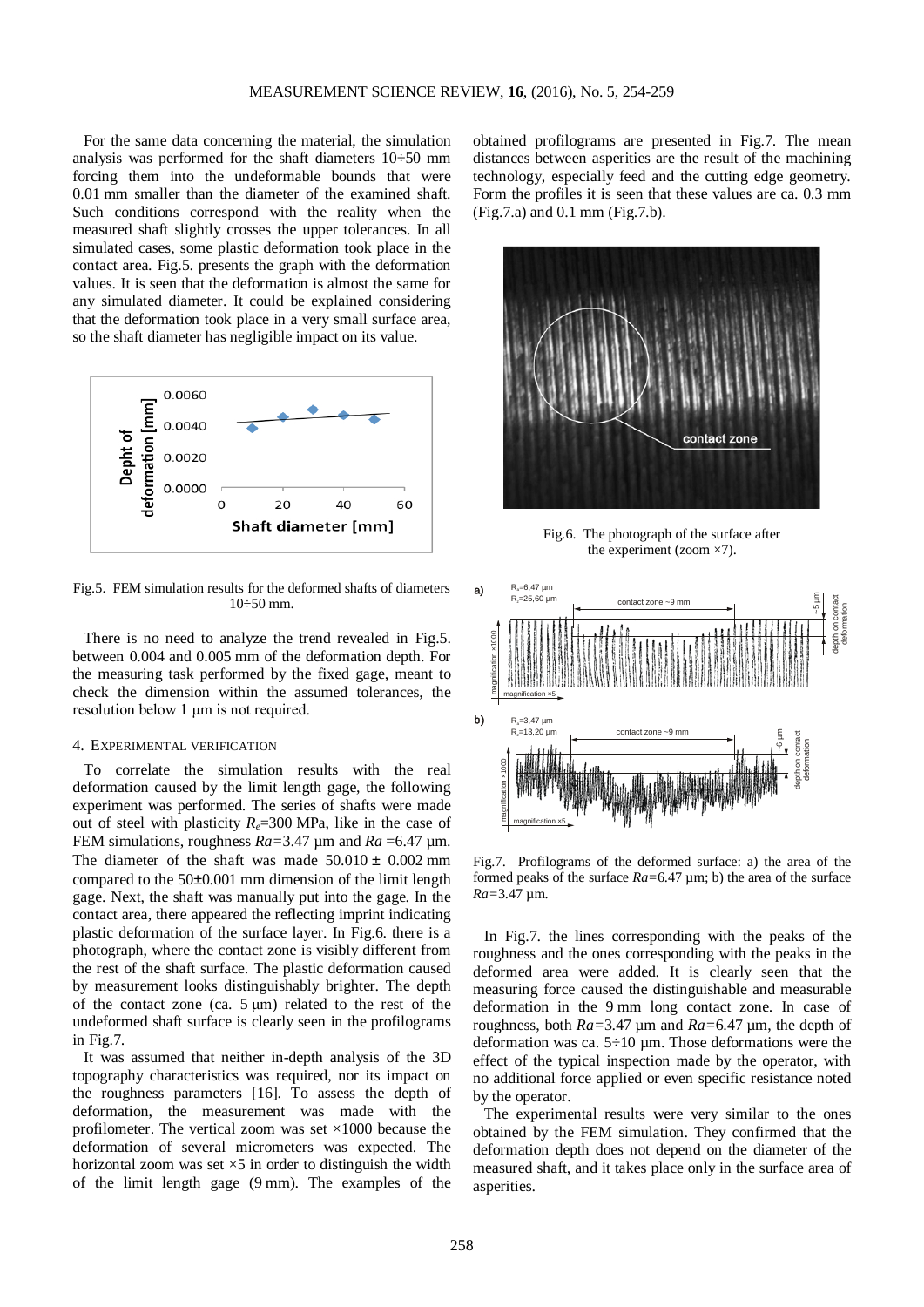For the same data concerning the material, the simulation analysis was performed for the shaft diameters 10÷50 mm forcing them into the undeformable bounds that were 0.01 mm smaller than the diameter of the examined shaft. Such conditions correspond with the reality when the measured shaft slightly crosses the upper tolerances. In all simulated cases, some plastic deformation took place in the contact area. Fig.5. presents the graph with the deformation values. It is seen that the deformation is almost the same for any simulated diameter. It could be explained considering that the deformation took place in a very small surface area, so the shaft diameter has negligible impact on its value.

Fig.5. FEM simulation results for the deformed shafts of diameters 10÷50 mm.

There is no need to analyze the trend revealed in Fig.5. between 0.004 and 0.005 mm of the deformation depth. For the measuring task performed by the fixed gage, meant to check the dimension within the assumed tolerances, the resolution below 1 μm is not required.

## 4. Experimental verification

To correlate the simulation results with the real deformation caused by the limit length gage, the following experiment was performed. The series of shafts were made out of steel with plasticity $R_e$=300 MPa, like in the case of FEM simulations, roughness $Ra$=3.47 μm and $Ra$ =6.47 μm. The diameter of the shaft was made 50.010 ± 0.002 mm compared to the 50±0.001 mm dimension of the limit length gage. Next, the shaft was manually put into the gage. In the contact area, there appeared the reflecting imprint indicating plastic deformation of the surface layer. In Fig.6. there is a photograph, where the contact zone is visibly different from the rest of the shaft surface. The plastic deformation caused by measurement looks distinguishably brighter. The depth of the contact zone (ca. 5 μm) related to the rest of the undeformed shaft surface is clearly seen in the profilograms in Fig.7.

It was assumed that neither in-depth analysis of the 3D topography characteristics was required, nor its impact on the roughness parameters [16]. To assess the depth of deformation, the measurement was made with the profilometer. The vertical zoom was set ×1000 because the deformation of several micrometers was expected. The horizontal zoom was set ×5 in order to distinguish the width of the limit length gage (9 mm). The examples of the obtained profilograms are presented in Fig.7. The mean distances between asperities are the result of the machining technology, especially feed and the cutting edge geometry. Form the profiles it is seen that these values are ca. 0.3 mm (Fig.7.a) and 0.1 mm (Fig.7.b).

Fig.6. The photograph of the surface after the experiment (zoom ×7).

Fig.7. Profilograms of the deformed surface: a) the area of the formed peaks of the surface $Ra$=6.47 μm; b) the area of the surface $Ra$=3.47 μm.

In Fig.7. the lines corresponding with the peaks of the roughness and the ones corresponding with the peaks in the deformed area were added. It is clearly seen that the measuring force caused the distinguishable and measurable deformation in the 9 mm long contact zone. In case of roughness, both $Ra$=3.47 μm and $Ra$=6.47 μm, the depth of deformation was ca. 5÷10 μm. Those deformations were the effect of the typical inspection made by the operator, with no additional force applied or even specific resistance noted by the operator.

The experimental results were very similar to the ones obtained by the FEM simulation. They confirmed that the deformation depth does not depend on the diameter of the measured shaft, and it takes place only in the surface area of asperities.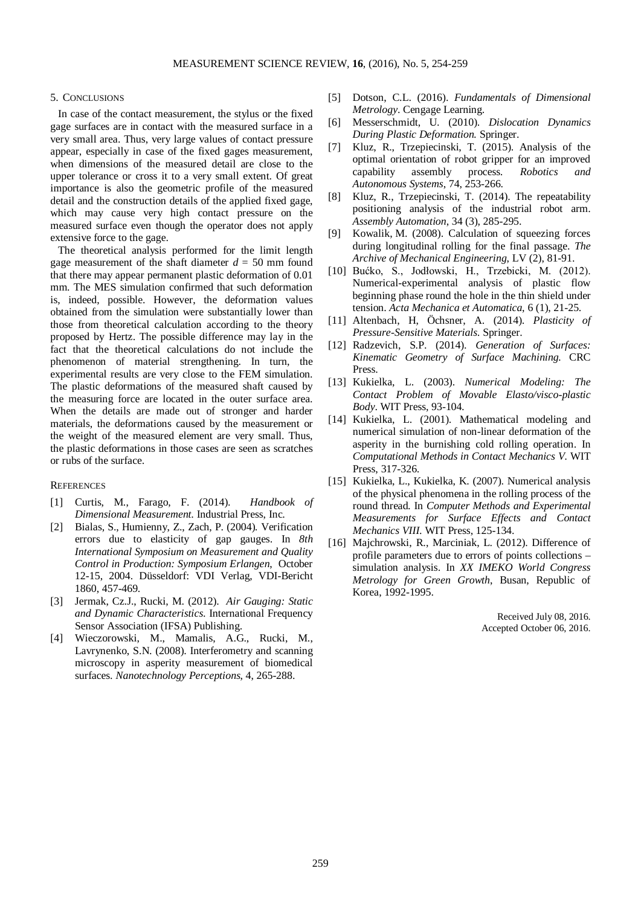## 5. Conclusions

In case of the contact measurement, the stylus or the fixed gage surfaces are in contact with the measured surface in a very small area. Thus, very large values of contact pressure appear, especially in case of the fixed gages measurement, when dimensions of the measured detail are close to the upper tolerance or cross it to a very small extent. Of great importance is also the geometric profile of the measured detail and the construction details of the applied fixed gage, which may cause very high contact pressure on the measured surface even though the operator does not apply extensive force to the gage.

The theoretical analysis performed for the limit length gage measurement of the shaft diameter $d$ = 50 mm found that there may appear permanent plastic deformation of 0.01 mm. The MES simulation confirmed that such deformation is, indeed, possible. However, the deformation values obtained from the simulation were substantially lower than those from theoretical calculation according to the theory proposed by Hertz. The possible difference may lay in the fact that the theoretical calculations do not include the phenomenon of material strengthening. In turn, the experimental results are very close to the FEM simulation. The plastic deformations of the measured shaft caused by the measuring force are located in the outer surface area. When the details are made out of stronger and harder materials, the deformations caused by the measurement or the weight of the measured element are very small. Thus, the plastic deformations in those cases are seen as scratches or rubs of the surface.

## References

[1] Curtis, M., Farago, F. (2014). *Handbook of Dimensional Measurement*. Industrial Press, Inc.

[2] Bialas, S., Humienny, Z., Zach, P. (2004). Verification errors due to elasticity of gap gauges. In *8th International Symposium on Measurement and Quality Control in Production: Symposium Erlangen*, October 12-15, 2004. Düsseldorf: VDI Verlag, VDI-Bericht 1860, 457-469.

[3] Jermak, Cz.J., Rucki, M. (2012). *Air Gauging: Static and Dynamic Characteristics*. International Frequency Sensor Association (IFSA) Publishing.

[4] Wieczorowski, M., Mamalis, A.G., Rucki, M., Lavrynenko, S.N. (2008). Interferometry and scanning microscopy in asperity measurement of biomedical surfaces. *Nanotechnology Perceptions*, 4, 265-288.

[5] Dotson, C.L. (2016). *Fundamentals of Dimensional Metrology*. Cengage Learning.

[6] Messerschmidt, U. (2010). *Dislocation Dynamics During Plastic Deformation.* Springer.

[7] Kluz, R., Trzepiecinski, T. (2015). Analysis of the optimal orientation of robot gripper for an improved capability assembly process. *Robotics and Autonomous Systems*, 74, 253-266.

[8] Kluz, R., Trzepiecinski, T. (2014). The repeatability positioning analysis of the industrial robot arm. *Assembly Automation*, 34 (3), 285-295.

[9] Kowalik, M. (2008). Calculation of squeezing forces during longitudinal rolling for the final passage. *The Archive of Mechanical Engineering*, LV (2), 81-91.

[10] Bućko, S., Jodłowski, H., Trzebicki, M. (2012). Numerical-experimental analysis of plastic flow beginning phase round the hole in the thin shield under tension. *Acta Mechanica et Automatica*, 6 (1), 21-25.

[11] Altenbach, H, Öchsner, A. (2014). *Plasticity of Pressure-Sensitive Materials*. Springer.

[12] Radzevich, S.P. (2014). *Generation of Surfaces: Kinematic Geometry of Surface Machining.* CRC Press.

[13] Kukielka, L. (2003). *Numerical Modeling: The Contact Problem of Movable Elasto/visco-plastic Body*. WIT Press, 93-104.

[14] Kukielka, L. (2001). Mathematical modeling and numerical simulation of non-linear deformation of the asperity in the burnishing cold rolling operation. In *Computational Methods in Contact Mechanics V*. WIT Press, 317-326.

[15] Kukielka, L., Kukielka, K. (2007). Numerical analysis of the physical phenomena in the rolling process of the round thread. In *Computer Methods and Experimental Measurements for Surface Effects and Contact Mechanics VIII.* WIT Press, 125-134.

[16] Majchrowski, R., Marciniak, L. (2012). Difference of profile parameters due to errors of points collections – simulation analysis. In *XX IMEKO World Congress Metrology for Green Growth*, Busan, Republic of Korea, 1992-1995.

Received July 08, 2016.
Accepted October 06, 2016.